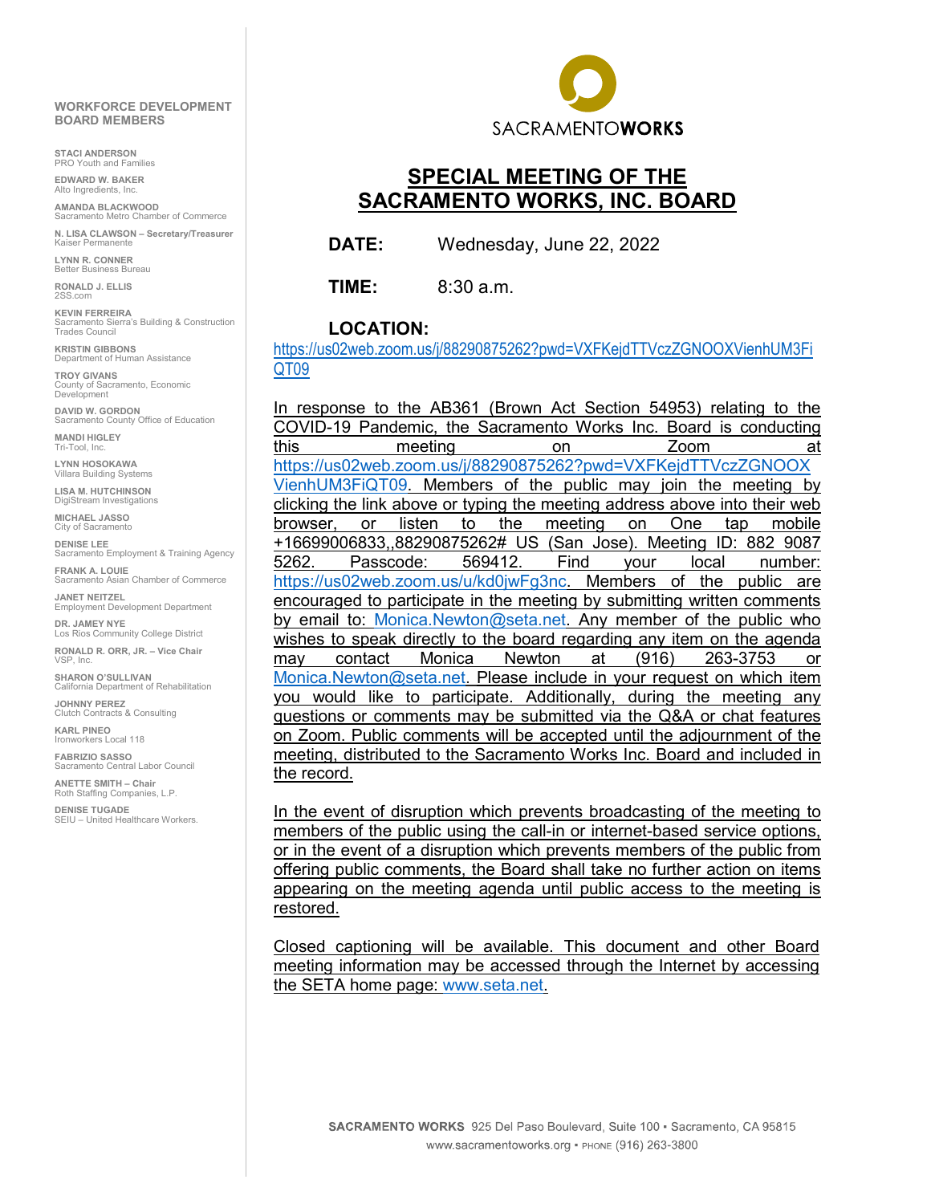# SACRAMENTO WORKS

## SPECIAL MEETING OF THE SACRAMENTO WORKS, INC. BOARD

**DATE:** Wednesday, June 22, 2022

**TIME:** 8:30 a.m.

**LOCATION:**
https://us02web.zoom.us/j/88290875262?pwd=VXFKejdTTVczZGNOOXVienhUM3FiQT09

In response to the AB361 (Brown Act Section 54953) relating to the COVID-19 Pandemic, the Sacramento Works Inc. Board is conducting this meeting on Zoom at https://us02web.zoom.us/j/88290875262?pwd=VXFKejdTTVczZGNOOXVienhUM3FiQT09. Members of the public may join the meeting by clicking the link above or typing the meeting address above into their web browser, or listen to the meeting on One tap mobile +16699006833,,88290875262# US (San Jose). Meeting ID: 882 9087 5262. Passcode: 569412. Find your local number: https://us02web.zoom.us/u/kd0jwFg3nc. Members of the public are encouraged to participate in the meeting by submitting written comments by email to: Monica.Newton@seta.net. Any member of the public who wishes to speak directly to the board regarding any item on the agenda may contact Monica Newton at (916) 263-3753 or Monica.Newton@seta.net. Please include in your request on which item you would like to participate. Additionally, during the meeting any questions or comments may be submitted via the Q&A or chat features on Zoom. Public comments will be accepted until the adjournment of the meeting, distributed to the Sacramento Works Inc. Board and included in the record.

In the event of disruption which prevents broadcasting of the meeting to members of the public using the call-in or internet-based service options, or in the event of a disruption which prevents members of the public from offering public comments, the Board shall take no further action on items appearing on the meeting agenda until public access to the meeting is restored.

Closed captioning will be available. This document and other Board meeting information may be accessed through the Internet by accessing the SETA home page: www.seta.net.

**WORKFORCE DEVELOPMENT BOARD MEMBERS**

- **STACI ANDERSON** – PRO Youth and Families
- **EDWARD W. BAKER** – Alto Ingredients, Inc.
- **AMANDA BLACKWOOD** – Sacramento Metro Chamber of Commerce
- **N. LISA CLAWSON – Secretary/Treasurer** – Kaiser Permanente
- **LYNN R. CONNER** – Better Business Bureau
- **RONALD J. ELLIS** – 2SS.com
- **KEVIN FERREIRA** – Sacramento Sierra's Building & Construction Trades Council
- **KRISTIN GIBBONS** – Department of Human Assistance
- **TROY GIVANS** – County of Sacramento, Economic Development
- **DAVID W. GORDON** – Sacramento County Office of Education
- **MANDI HIGLEY** – Tri-Tool, Inc.
- **LYNN HOSOKAWA** – Villara Building Systems
- **LISA M. HUTCHINSON** – DigiStream Investigations
- **MICHAEL JASSO** – City of Sacramento
- **DENISE LEE** – Sacramento Employment & Training Agency
- **FRANK A. LOUIE** – Sacramento Asian Chamber of Commerce
- **JANET NEITZEL** – Employment Development Department
- **DR. JAMEY NYE** – Los Rios Community College District
- **RONALD R. ORR, JR. – Vice Chair** – VSP, Inc.
- **SHARON O'SULLIVAN** – California Department of Rehabilitation
- **JOHNNY PEREZ** – Clutch Contracts & Consulting
- **KARL PINEO** – Ironworkers Local 118
- **FABRIZIO SASSO** – Sacramento Central Labor Council
- **ANETTE SMITH – Chair** – Roth Staffing Companies, L.P.
- **DENISE TUGADE** – SEIU – United Healthcare Workers.

**SACRAMENTO WORKS** 925 Del Paso Boulevard, Suite 100 • Sacramento, CA 95815
www.sacramentoworks.org • PHONE (916) 263-3800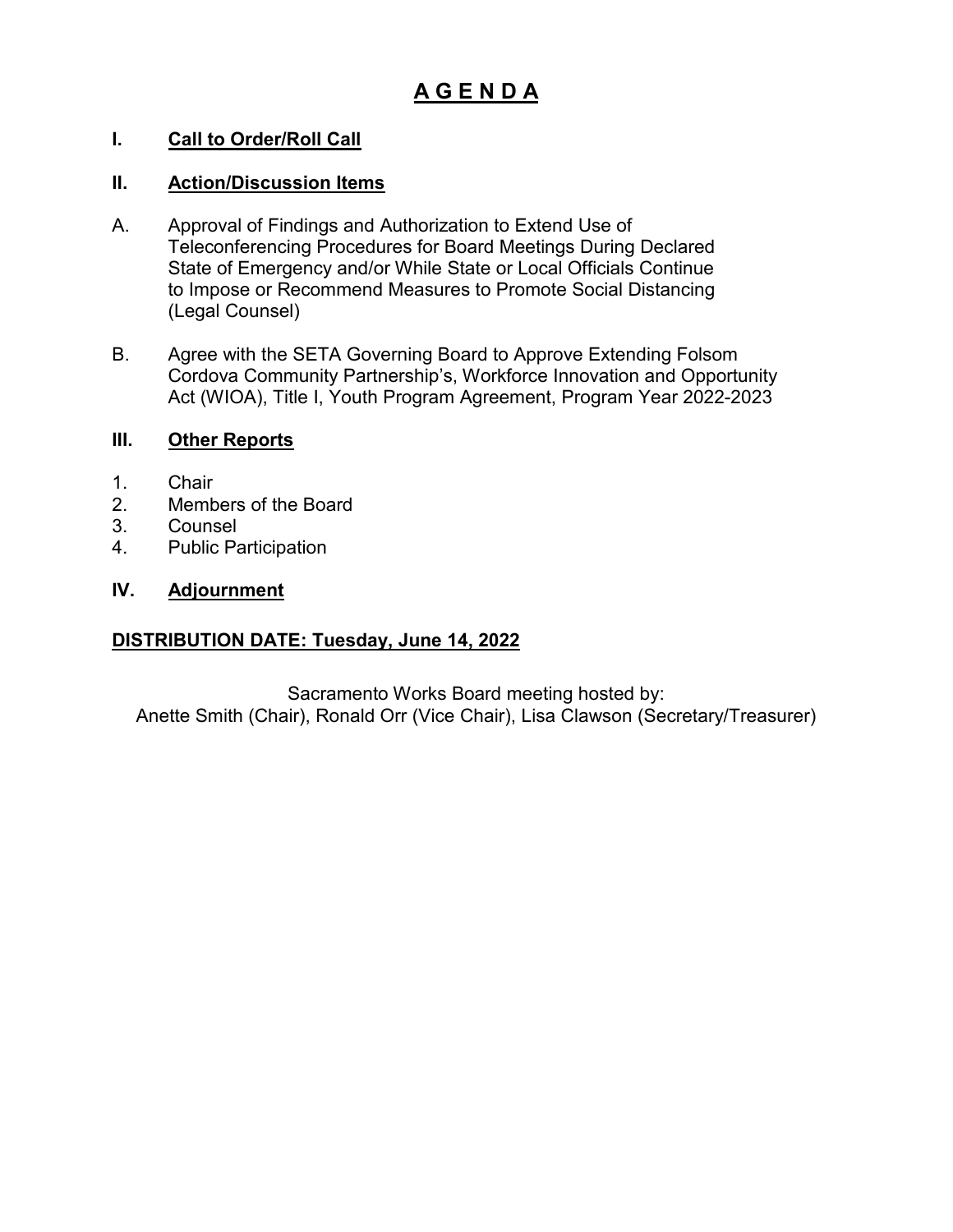# A G E N D A

## I. Call to Order/Roll Call

## II. Action/Discussion Items

A. Approval of Findings and Authorization to Extend Use of Teleconferencing Procedures for Board Meetings During Declared State of Emergency and/or While State or Local Officials Continue to Impose or Recommend Measures to Promote Social Distancing (Legal Counsel)

B. Agree with the SETA Governing Board to Approve Extending Folsom Cordova Community Partnership's, Workforce Innovation and Opportunity Act (WIOA), Title I, Youth Program Agreement, Program Year 2022-2023

## III. Other Reports

1. Chair
2. Members of the Board
3. Counsel
4. Public Participation

## IV. Adjournment

**DISTRIBUTION DATE: Tuesday, June 14, 2022**

Sacramento Works Board meeting hosted by:
Anette Smith (Chair), Ronald Orr (Vice Chair), Lisa Clawson (Secretary/Treasurer)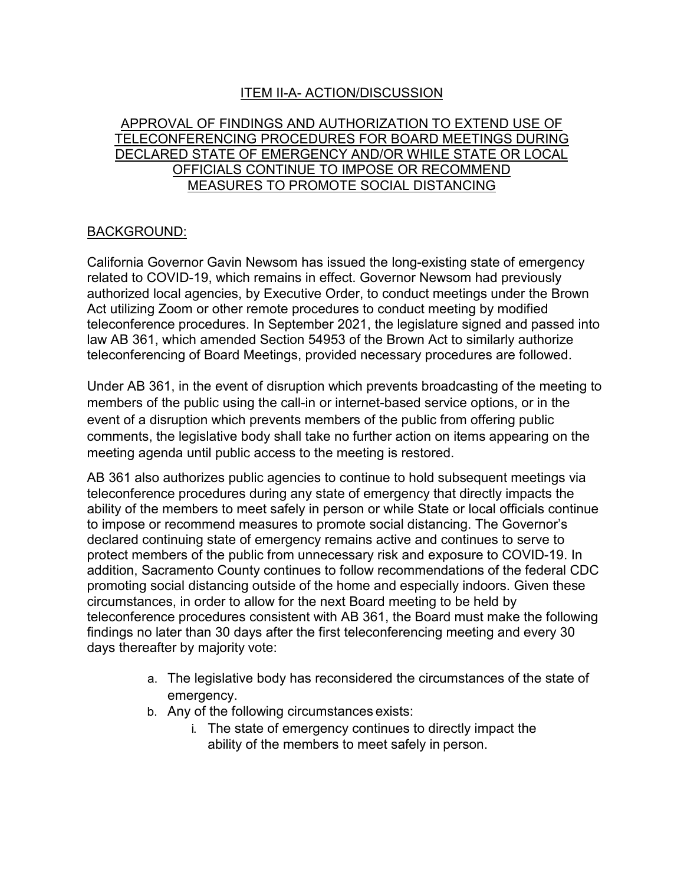## ITEM II-A- ACTION/DISCUSSION

## APPROVAL OF FINDINGS AND AUTHORIZATION TO EXTEND USE OF TELECONFERENCING PROCEDURES FOR BOARD MEETINGS DURING DECLARED STATE OF EMERGENCY AND/OR WHILE STATE OR LOCAL OFFICIALS CONTINUE TO IMPOSE OR RECOMMEND MEASURES TO PROMOTE SOCIAL DISTANCING

### BACKGROUND:

California Governor Gavin Newsom has issued the long-existing state of emergency related to COVID-19, which remains in effect. Governor Newsom had previously authorized local agencies, by Executive Order, to conduct meetings under the Brown Act utilizing Zoom or other remote procedures to conduct meeting by modified teleconference procedures. In September 2021, the legislature signed and passed into law AB 361, which amended Section 54953 of the Brown Act to similarly authorize teleconferencing of Board Meetings, provided necessary procedures are followed.

Under AB 361, in the event of disruption which prevents broadcasting of the meeting to members of the public using the call-in or internet-based service options, or in the event of a disruption which prevents members of the public from offering public comments, the legislative body shall take no further action on items appearing on the meeting agenda until public access to the meeting is restored.

AB 361 also authorizes public agencies to continue to hold subsequent meetings via teleconference procedures during any state of emergency that directly impacts the ability of the members to meet safely in person or while State or local officials continue to impose or recommend measures to promote social distancing. The Governor's declared continuing state of emergency remains active and continues to serve to protect members of the public from unnecessary risk and exposure to COVID-19. In addition, Sacramento County continues to follow recommendations of the federal CDC promoting social distancing outside of the home and especially indoors. Given these circumstances, in order to allow for the next Board meeting to be held by teleconference procedures consistent with AB 361, the Board must make the following findings no later than 30 days after the first teleconferencing meeting and every 30 days thereafter by majority vote:

a. The legislative body has reconsidered the circumstances of the state of emergency.
b. Any of the following circumstances exists:
    i. The state of emergency continues to directly impact the ability of the members to meet safely in person.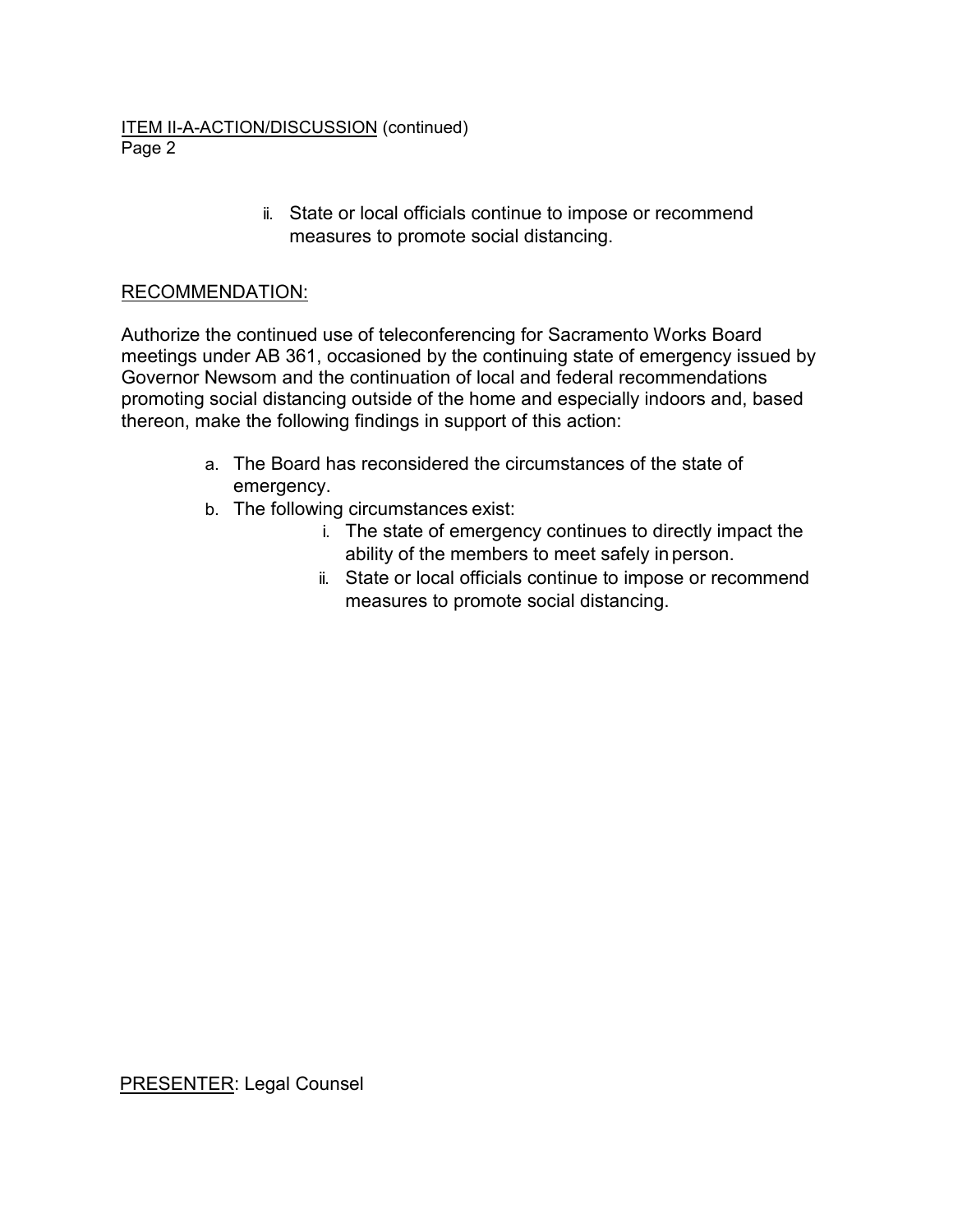ITEM II-A-ACTION/DISCUSSION (continued)
Page 2

ii. State or local officials continue to impose or recommend measures to promote social distancing.

RECOMMENDATION:

Authorize the continued use of teleconferencing for Sacramento Works Board meetings under AB 361, occasioned by the continuing state of emergency issued by Governor Newsom and the continuation of local and federal recommendations promoting social distancing outside of the home and especially indoors and, based thereon, make the following findings in support of this action:

a. The Board has reconsidered the circumstances of the state of emergency.
b. The following circumstances exist:
   i. The state of emergency continues to directly impact the ability of the members to meet safely in person.
   ii. State or local officials continue to impose or recommend measures to promote social distancing.

PRESENTER: Legal Counsel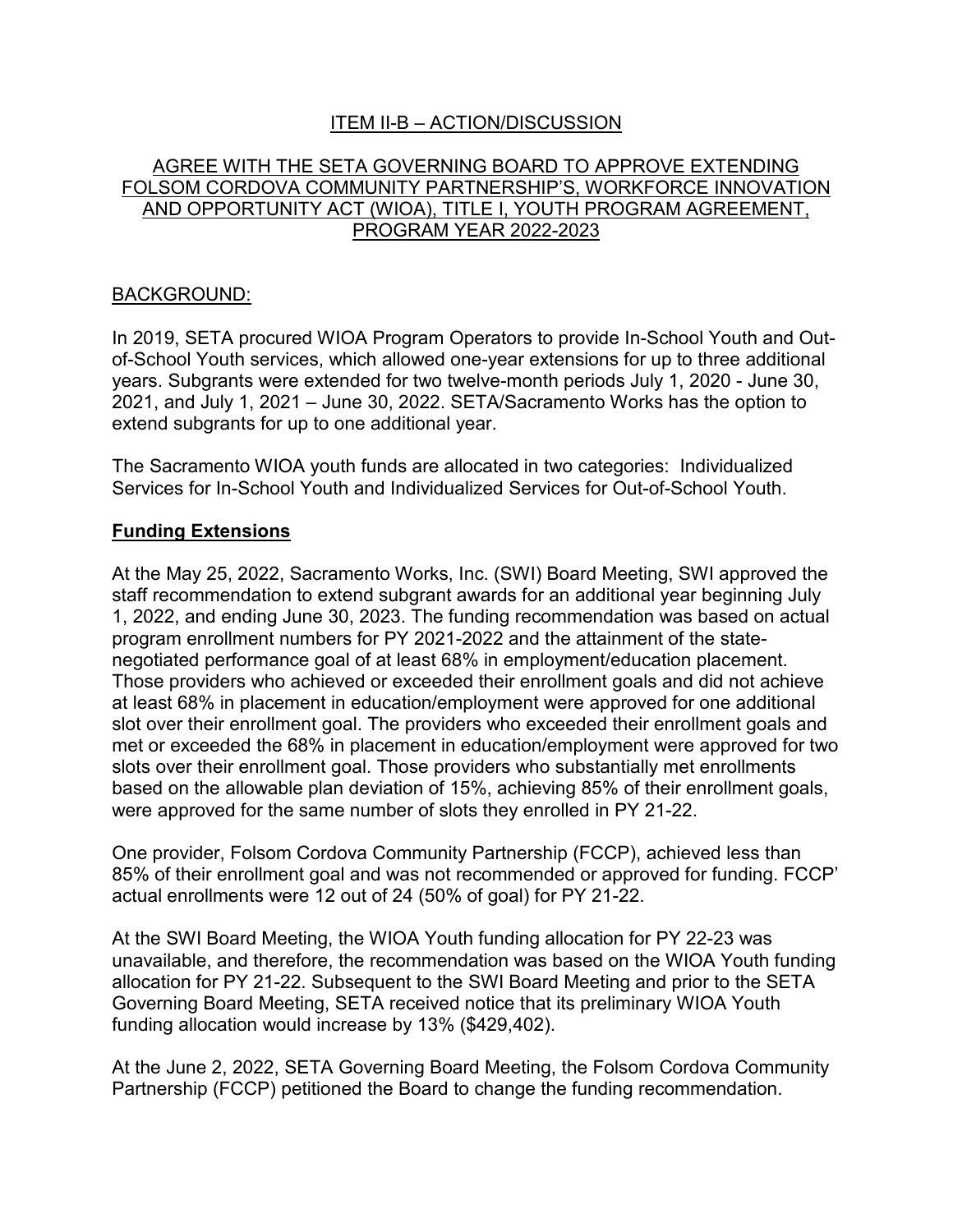## ITEM II-B – ACTION/DISCUSSION

## AGREE WITH THE SETA GOVERNING BOARD TO APPROVE EXTENDING FOLSOM CORDOVA COMMUNITY PARTNERSHIP'S, WORKFORCE INNOVATION AND OPPORTUNITY ACT (WIOA), TITLE I, YOUTH PROGRAM AGREEMENT, PROGRAM YEAR 2022-2023

BACKGROUND:

In 2019, SETA procured WIOA Program Operators to provide In-School Youth and Out-of-School Youth services, which allowed one-year extensions for up to three additional years. Subgrants were extended for two twelve-month periods July 1, 2020 - June 30, 2021, and July 1, 2021 – June 30, 2022. SETA/Sacramento Works has the option to extend subgrants for up to one additional year.

The Sacramento WIOA youth funds are allocated in two categories: Individualized Services for In-School Youth and Individualized Services for Out-of-School Youth.

**Funding Extensions**

At the May 25, 2022, Sacramento Works, Inc. (SWI) Board Meeting, SWI approved the staff recommendation to extend subgrant awards for an additional year beginning July 1, 2022, and ending June 30, 2023. The funding recommendation was based on actual program enrollment numbers for PY 2021-2022 and the attainment of the state-negotiated performance goal of at least 68% in employment/education placement. Those providers who achieved or exceeded their enrollment goals and did not achieve at least 68% in placement in education/employment were approved for one additional slot over their enrollment goal. The providers who exceeded their enrollment goals and met or exceeded the 68% in placement in education/employment were approved for two slots over their enrollment goal. Those providers who substantially met enrollments based on the allowable plan deviation of 15%, achieving 85% of their enrollment goals, were approved for the same number of slots they enrolled in PY 21-22.

One provider, Folsom Cordova Community Partnership (FCCP), achieved less than 85% of their enrollment goal and was not recommended or approved for funding. FCCP' actual enrollments were 12 out of 24 (50% of goal) for PY 21-22.

At the SWI Board Meeting, the WIOA Youth funding allocation for PY 22-23 was unavailable, and therefore, the recommendation was based on the WIOA Youth funding allocation for PY 21-22. Subsequent to the SWI Board Meeting and prior to the SETA Governing Board Meeting, SETA received notice that its preliminary WIOA Youth funding allocation would increase by 13% ($429,402).

At the June 2, 2022, SETA Governing Board Meeting, the Folsom Cordova Community Partnership (FCCP) petitioned the Board to change the funding recommendation.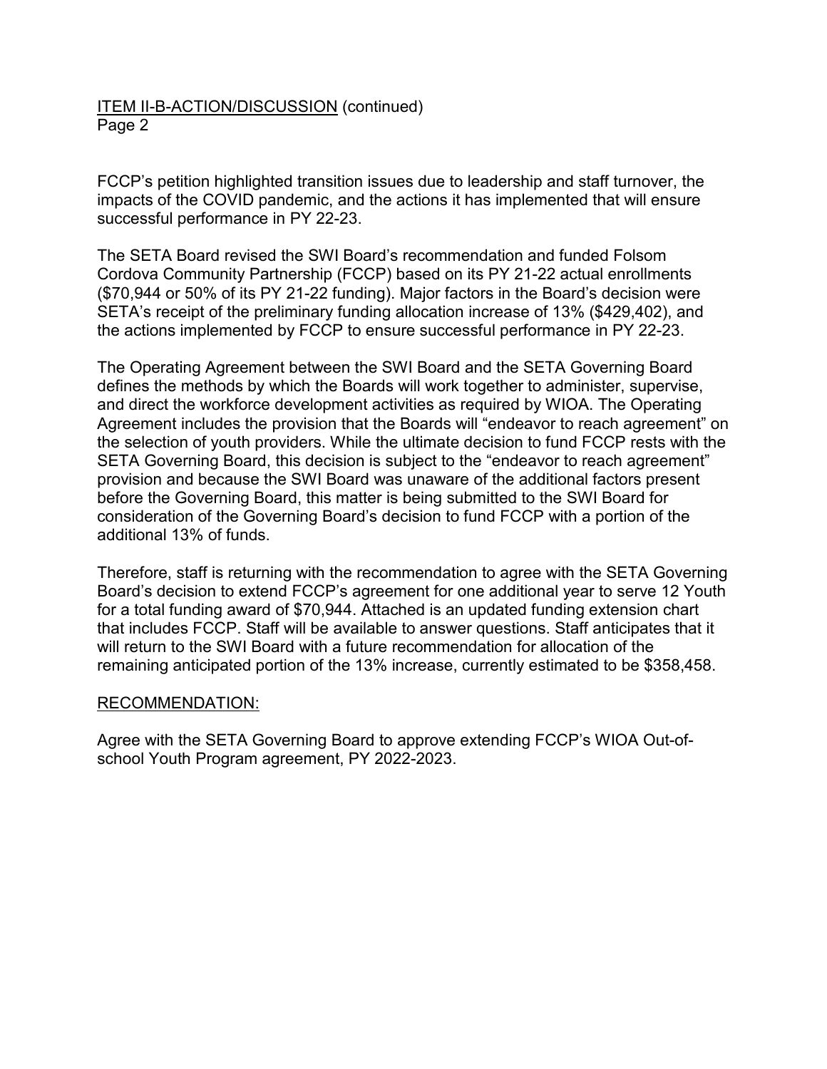ITEM II-B-ACTION/DISCUSSION (continued)
Page 2

FCCP's petition highlighted transition issues due to leadership and staff turnover, the impacts of the COVID pandemic, and the actions it has implemented that will ensure successful performance in PY 22-23.

The SETA Board revised the SWI Board's recommendation and funded Folsom Cordova Community Partnership (FCCP) based on its PY 21-22 actual enrollments ($70,944 or 50% of its PY 21-22 funding). Major factors in the Board's decision were SETA's receipt of the preliminary funding allocation increase of 13% ($429,402), and the actions implemented by FCCP to ensure successful performance in PY 22-23.

The Operating Agreement between the SWI Board and the SETA Governing Board defines the methods by which the Boards will work together to administer, supervise, and direct the workforce development activities as required by WIOA. The Operating Agreement includes the provision that the Boards will "endeavor to reach agreement" on the selection of youth providers. While the ultimate decision to fund FCCP rests with the SETA Governing Board, this decision is subject to the "endeavor to reach agreement" provision and because the SWI Board was unaware of the additional factors present before the Governing Board, this matter is being submitted to the SWI Board for consideration of the Governing Board's decision to fund FCCP with a portion of the additional 13% of funds.

Therefore, staff is returning with the recommendation to agree with the SETA Governing Board's decision to extend FCCP's agreement for one additional year to serve 12 Youth for a total funding award of $70,944. Attached is an updated funding extension chart that includes FCCP. Staff will be available to answer questions. Staff anticipates that it will return to the SWI Board with a future recommendation for allocation of the remaining anticipated portion of the 13% increase, currently estimated to be $358,458.

RECOMMENDATION:

Agree with the SETA Governing Board to approve extending FCCP's WIOA Out-of-school Youth Program agreement, PY 2022-2023.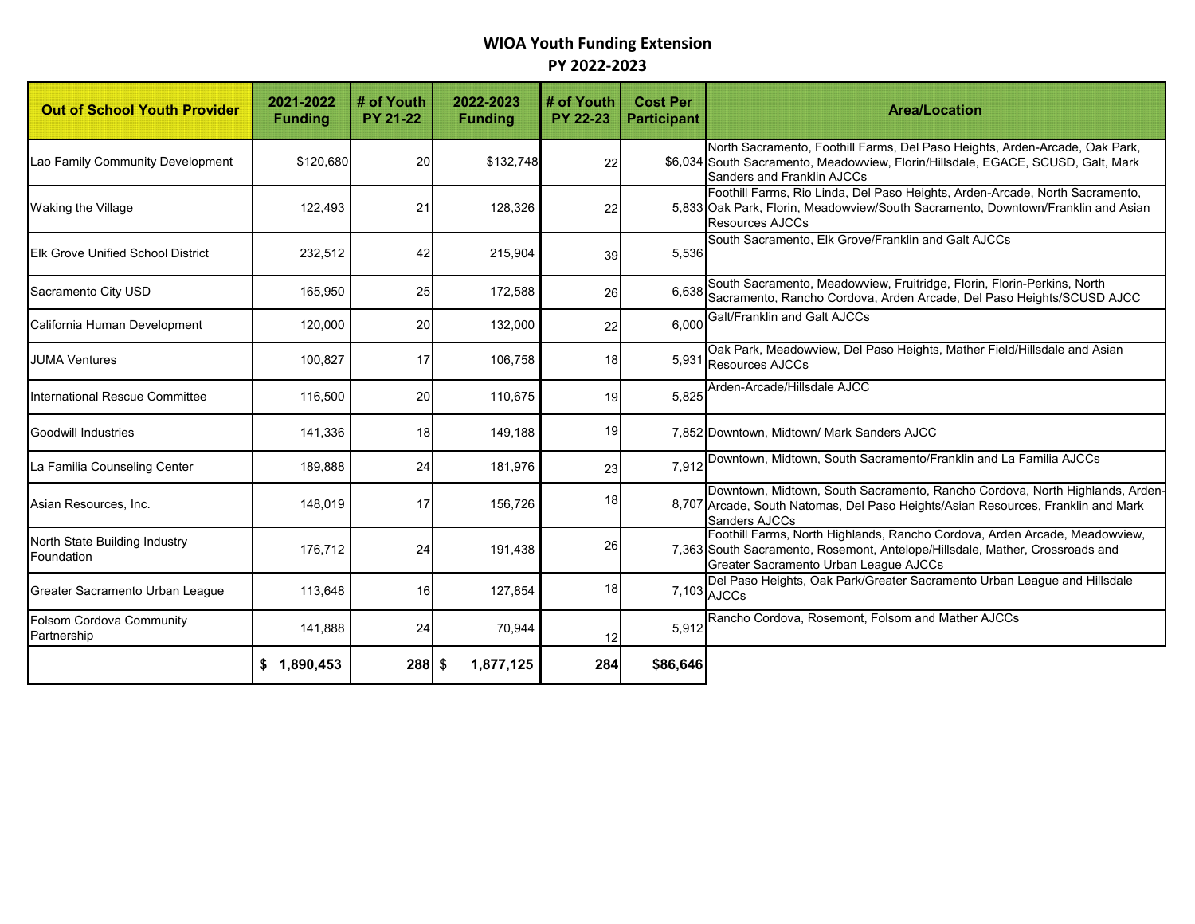# WIOA Youth Funding Extension
## PY 2022-2023

| Out of School Youth Provider | 2021-2022 Funding | # of Youth PY 21-22 | 2022-2023 Funding | # of Youth PY 22-23 | Cost Per Participant | Area/Location |
|---|---|---|---|---|---|---|
| Lao Family Community Development | $120,680 | 20 | $132,748 | 22 | $6,034 | North Sacramento, Foothill Farms, Del Paso Heights, Arden-Arcade, Oak Park, South Sacramento, Meadowview, Florin/Hillsdale, EGACE, SCUSD, Galt, Mark Sanders and Franklin AJCCs |
| Waking the Village | 122,493 | 21 | 128,326 | 22 | 5,833 | Foothill Farms, Rio Linda, Del Paso Heights, Arden-Arcade, North Sacramento, Oak Park, Florin, Meadowview/South Sacramento, Downtown/Franklin and Asian Resources AJCCs |
| Elk Grove Unified School District | 232,512 | 42 | 215,904 | 39 | 5,536 | South Sacramento, Elk Grove/Franklin and Galt AJCCs |
| Sacramento City USD | 165,950 | 25 | 172,588 | 26 | 6,638 | South Sacramento, Meadowview, Fruitridge, Florin, Florin-Perkins, North Sacramento, Rancho Cordova, Arden Arcade, Del Paso Heights/SCUSD AJCC |
| California Human Development | 120,000 | 20 | 132,000 | 22 | 6,000 | Galt/Franklin and Galt AJCCs |
| JUMA Ventures | 100,827 | 17 | 106,758 | 18 | 5,931 | Oak Park, Meadowview, Del Paso Heights, Mather Field/Hillsdale and Asian Resources AJCCs |
| International Rescue Committee | 116,500 | 20 | 110,675 | 19 | 5,825 | Arden-Arcade/Hillsdale AJCC |
| Goodwill Industries | 141,336 | 18 | 149,188 | 19 | 7,852 | Downtown, Midtown/ Mark Sanders AJCC |
| La Familia Counseling Center | 189,888 | 24 | 181,976 | 23 | 7,912 | Downtown, Midtown, South Sacramento/Franklin and La Familia AJCCs |
| Asian Resources, Inc. | 148,019 | 17 | 156,726 | 18 | 8,707 | Downtown, Midtown, South Sacramento, Rancho Cordova, North Highlands, Arden-Arcade, South Natomas, Del Paso Heights/Asian Resources, Franklin and Mark Sanders AJCCs |
| North State Building Industry Foundation | 176,712 | 24 | 191,438 | 26 | 7,363 | Foothill Farms, North Highlands, Rancho Cordova, Arden Arcade, Meadowview, South Sacramento, Rosemont, Antelope/Hillsdale, Mather, Crossroads and Greater Sacramento Urban League AJCCs |
| Greater Sacramento Urban League | 113,648 | 16 | 127,854 | 18 | 7,103 | Del Paso Heights, Oak Park/Greater Sacramento Urban League and Hillsdale AJCCs |
| Folsom Cordova Community Partnership | 141,888 | 24 | 70,944 | 12 | 5,912 | Rancho Cordova, Rosemont, Folsom and Mather AJCCs |
| | **$ 1,890,453** | **288** | **$ 1,877,125** | **284** | **$86,646** | |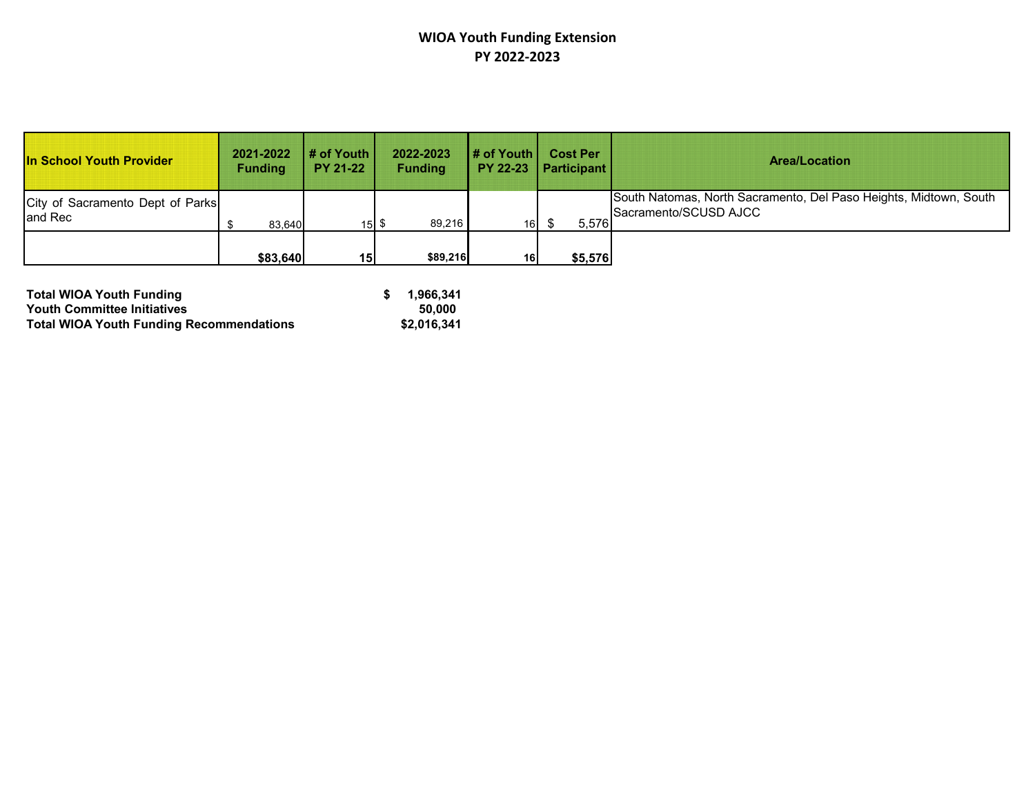# WIOA Youth Funding Extension
## PY 2022-2023

| In School Youth Provider | 2021-2022 Funding | # of Youth PY 21-22 | 2022-2023 Funding | # of Youth PY 22-23 | Cost Per Participant | Area/Location |
|---|---|---|---|---|---|---|
| City of Sacramento Dept of Parks and Rec | $ 83,640 | 15 | $ 89,216 | 16 | $ 5,576 | South Natomas, North Sacramento, Del Paso Heights, Midtown, South Sacramento/SCUSD AJCC |
| | **$83,640** | **15** | **$89,216** | **16** | **$5,576** | |

| | |
|---|---|
| **Total WIOA Youth Funding** | **$ 1,966,341** |
| **Youth Committee Initiatives** | **50,000** |
| **Total WIOA Youth Funding Recommendations** | **$2,016,341** |